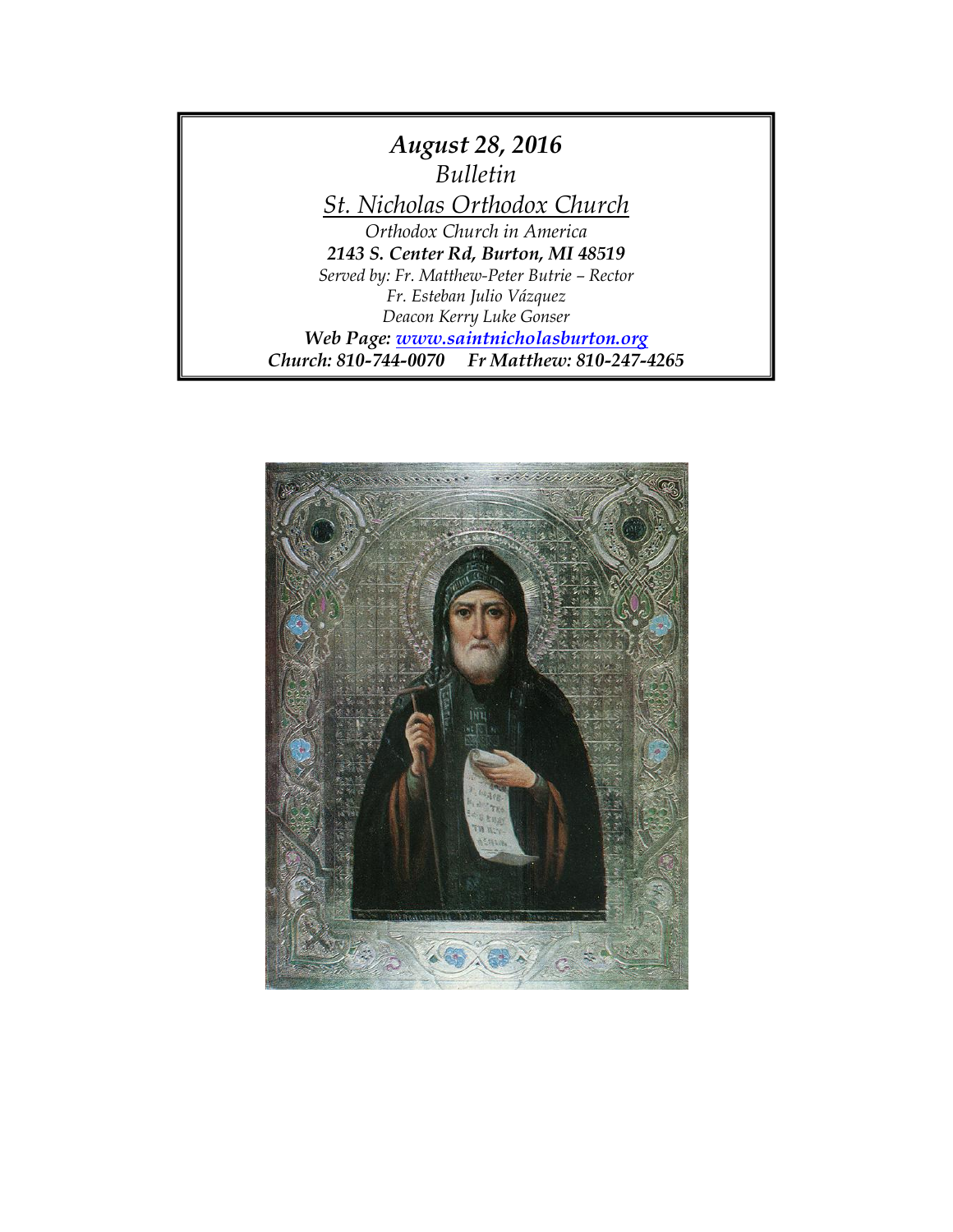***August 28, 2016***

*Bulletin*

*St. Nicholas Orthodox Church*

*Orthodox Church in America*

***2143 S. Center Rd, Burton, MI 48519***

*Served by: Fr. Matthew-Peter Butrie – Rector*

*Fr. Esteban Julio Vázquez*

*Deacon Kerry Luke Gonser*

***Web Page: [www.saintnicholasburton.org](http://www.saintnicholasburton.org)***

***Church: 810-744-0070     Fr Matthew: 810-247-4265***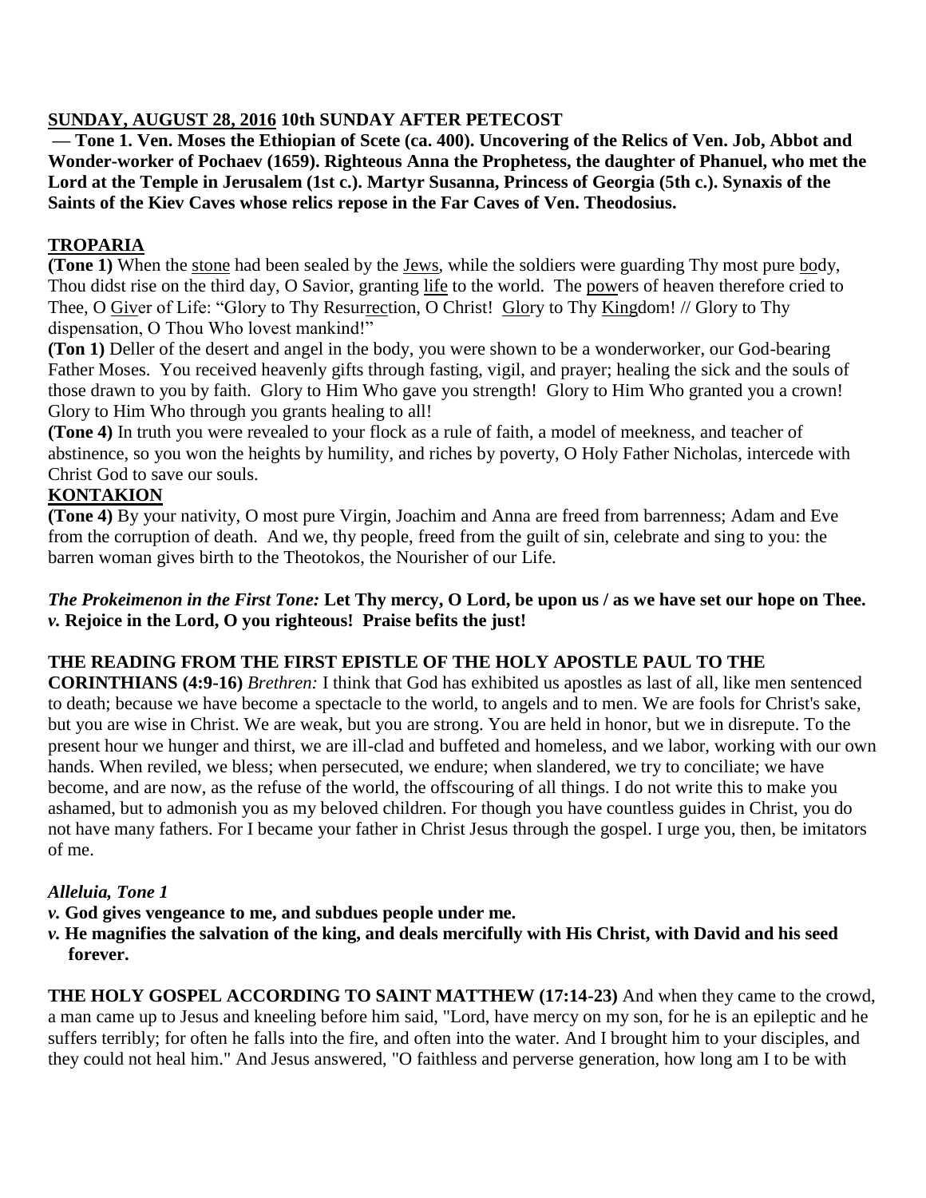**SUNDAY, AUGUST 28, 2016 10th SUNDAY AFTER PETECOST**

**— Tone 1. Ven. Moses the Ethiopian of Scete (ca. 400). Uncovering of the Relics of Ven. Job, Abbot and Wonder-worker of Pochaev (1659). Righteous Anna the Prophetess, the daughter of Phanuel, who met the Lord at the Temple in Jerusalem (1st c.). Martyr Susanna, Princess of Georgia (5th c.). Synaxis of the Saints of the Kiev Caves whose relics repose in the Far Caves of Ven. Theodosius.**

**TROPARIA**

**(Tone 1)** When the stone had been sealed by the Jews, while the soldiers were guarding Thy most pure body, Thou didst rise on the third day, O Savior, granting life to the world. The powers of heaven therefore cried to Thee, O Giver of Life: "Glory to Thy Resurrection, O Christ! Glory to Thy Kingdom! // Glory to Thy dispensation, O Thou Who lovest mankind!"

**(Ton 1)** Deller of the desert and angel in the body, you were shown to be a wonderworker, our God-bearing Father Moses. You received heavenly gifts through fasting, vigil, and prayer; healing the sick and the souls of those drawn to you by faith. Glory to Him Who gave you strength! Glory to Him Who granted you a crown! Glory to Him Who through you grants healing to all!

**(Tone 4)** In truth you were revealed to your flock as a rule of faith, a model of meekness, and teacher of abstinence, so you won the heights by humility, and riches by poverty, O Holy Father Nicholas, intercede with Christ God to save our souls.

**KONTAKION**

**(Tone 4)** By your nativity, O most pure Virgin, Joachim and Anna are freed from barrenness; Adam and Eve from the corruption of death. And we, thy people, freed from the guilt of sin, celebrate and sing to you: the barren woman gives birth to the Theotokos, the Nourisher of our Life.

***The Prokeimenon in the First Tone:*** **Let Thy mercy, O Lord, be upon us / as we have set our hope on Thee.**
***v.*** **Rejoice in the Lord, O you righteous! Praise befits the just!**

**THE READING FROM THE FIRST EPISTLE OF THE HOLY APOSTLE PAUL TO THE CORINTHIANS (4:9-16)** *Brethren:* I think that God has exhibited us apostles as last of all, like men sentenced to death; because we have become a spectacle to the world, to angels and to men. We are fools for Christ's sake, but you are wise in Christ. We are weak, but you are strong. You are held in honor, but we in disrepute. To the present hour we hunger and thirst, we are ill-clad and buffeted and homeless, and we labor, working with our own hands. When reviled, we bless; when persecuted, we endure; when slandered, we try to conciliate; we have become, and are now, as the refuse of the world, the offscouring of all things. I do not write this to make you ashamed, but to admonish you as my beloved children. For though you have countless guides in Christ, you do not have many fathers. For I became your father in Christ Jesus through the gospel. I urge you, then, be imitators of me.

***Alleluia, Tone 1***

***v.*** **God gives vengeance to me, and subdues people under me.**

***v.*** **He magnifies the salvation of the king, and deals mercifully with His Christ, with David and his seed forever.**

**THE HOLY GOSPEL ACCORDING TO SAINT MATTHEW (17:14-23)** And when they came to the crowd, a man came up to Jesus and kneeling before him said, "Lord, have mercy on my son, for he is an epileptic and he suffers terribly; for often he falls into the fire, and often into the water. And I brought him to your disciples, and they could not heal him." And Jesus answered, "O faithless and perverse generation, how long am I to be with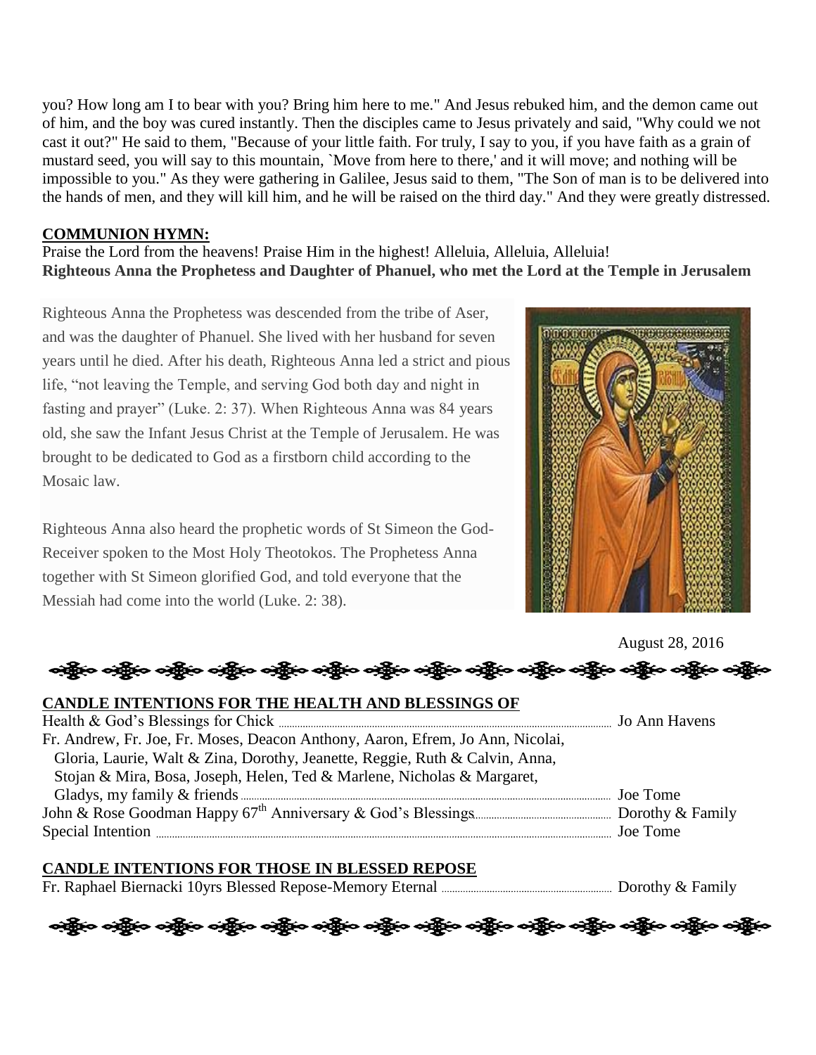you? How long am I to bear with you? Bring him here to me." And Jesus rebuked him, and the demon came out of him, and the boy was cured instantly. Then the disciples came to Jesus privately and said, "Why could we not cast it out?" He said to them, "Because of your little faith. For truly, I say to you, if you have faith as a grain of mustard seed, you will say to this mountain, `Move from here to there,' and it will move; and nothing will be impossible to you." As they were gathering in Galilee, Jesus said to them, "The Son of man is to be delivered into the hands of men, and they will kill him, and he will be raised on the third day." And they were greatly distressed.

**COMMUNION HYMN:**

Praise the Lord from the heavens! Praise Him in the highest! Alleluia, Alleluia, Alleluia!

**Righteous Anna the Prophetess and Daughter of Phanuel, who met the Lord at the Temple in Jerusalem**

Righteous Anna the Prophetess was descended from the tribe of Aser, and was the daughter of Phanuel. She lived with her husband for seven years until he died. After his death, Righteous Anna led a strict and pious life, "not leaving the Temple, and serving God both day and night in fasting and prayer" (Luke. 2: 37). When Righteous Anna was 84 years old, she saw the Infant Jesus Christ at the Temple of Jerusalem. He was brought to be dedicated to God as a firstborn child according to the Mosaic law.

Righteous Anna also heard the prophetic words of St Simeon the God-Receiver spoken to the Most Holy Theotokos. The Prophetess Anna together with St Simeon glorified God, and told everyone that the Messiah had come into the world (Luke. 2: 38).

August 28, 2016

**CANDLE INTENTIONS FOR THE HEALTH AND BLESSINGS OF**

Health & God's Blessings for Chick ........ Jo Ann Havens

Fr. Andrew, Fr. Joe, Fr. Moses, Deacon Anthony, Aaron, Efrem, Jo Ann, Nicolai, Gloria, Laurie, Walt & Zina, Dorothy, Jeanette, Reggie, Ruth & Calvin, Anna, Stojan & Mira, Bosa, Joseph, Helen, Ted & Marlene, Nicholas & Margaret, Gladys, my family & friends ........ Joe Tome

John & Rose Goodman Happy 67th Anniversary & God's Blessings ........ Dorothy & Family

Special Intention ........ Joe Tome

**CANDLE INTENTIONS FOR THOSE IN BLESSED REPOSE**

Fr. Raphael Biernacki 10yrs Blessed Repose-Memory Eternal ........ Dorothy & Family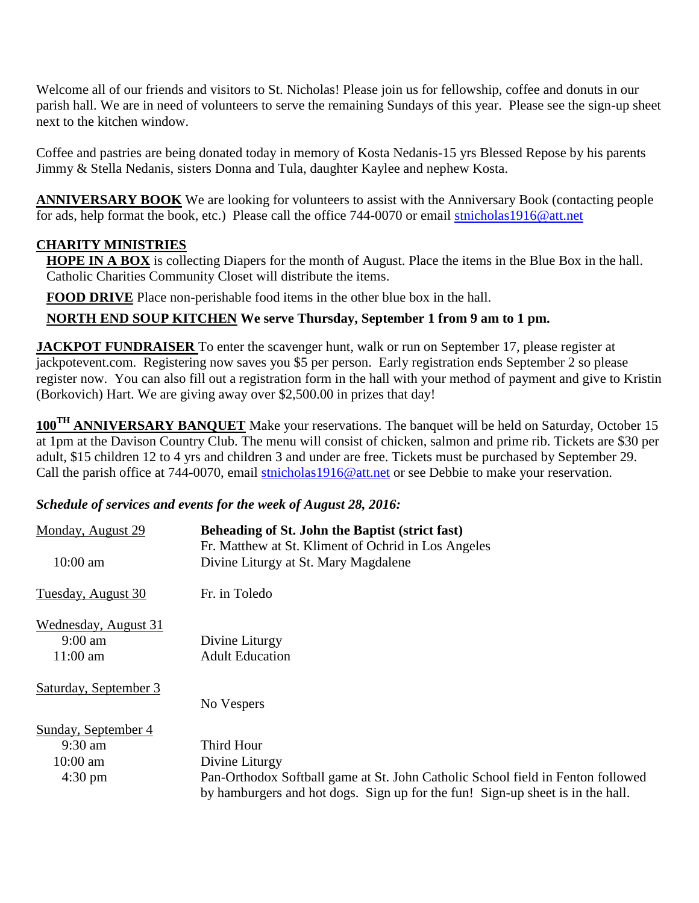Welcome all of our friends and visitors to St. Nicholas! Please join us for fellowship, coffee and donuts in our parish hall. We are in need of volunteers to serve the remaining Sundays of this year. Please see the sign-up sheet next to the kitchen window.

Coffee and pastries are being donated today in memory of Kosta Nedanis-15 yrs Blessed Repose by his parents Jimmy & Stella Nedanis, sisters Donna and Tula, daughter Kaylee and nephew Kosta.

**ANNIVERSARY BOOK** We are looking for volunteers to assist with the Anniversary Book (contacting people for ads, help format the book, etc.) Please call the office 744-0070 or email stnicholas1916@att.net

**CHARITY MINISTRIES**

**HOPE IN A BOX** is collecting Diapers for the month of August. Place the items in the Blue Box in the hall. Catholic Charities Community Closet will distribute the items.

**FOOD DRIVE** Place non-perishable food items in the other blue box in the hall.

**NORTH END SOUP KITCHEN We serve Thursday, September 1 from 9 am to 1 pm.**

**JACKPOT FUNDRAISER** To enter the scavenger hunt, walk or run on September 17, please register at jackpotevent.com. Registering now saves you $5 per person. Early registration ends September 2 so please register now. You can also fill out a registration form in the hall with your method of payment and give to Kristin (Borkovich) Hart. We are giving away over $2,500.00 in prizes that day!

**100TH ANNIVERSARY BANQUET** Make your reservations. The banquet will be held on Saturday, October 15 at 1pm at the Davison Country Club. The menu will consist of chicken, salmon and prime rib. Tickets are $30 per adult, $15 children 12 to 4 yrs and children 3 and under are free. Tickets must be purchased by September 29. Call the parish office at 744-0070, email stnicholas1916@att.net or see Debbie to make your reservation.

***Schedule of services and events for the week of August 28, 2016:***

| | |
|---|---|
| Monday, August 29 | **Beheading of St. John the Baptist (strict fast)** |
| | Fr. Matthew at St. Kliment of Ochrid in Los Angeles |
| 10:00 am | Divine Liturgy at St. Mary Magdalene |
| Tuesday, August 30 | Fr. in Toledo |
| Wednesday, August 31 | |
| 9:00 am | Divine Liturgy |
| 11:00 am | Adult Education |
| Saturday, September 3 | |
| | No Vespers |
| Sunday, September 4 | |
| 9:30 am | Third Hour |
| 10:00 am | Divine Liturgy |
| 4:30 pm | Pan-Orthodox Softball game at St. John Catholic School field in Fenton followed by hamburgers and hot dogs. Sign up for the fun! Sign-up sheet is in the hall. |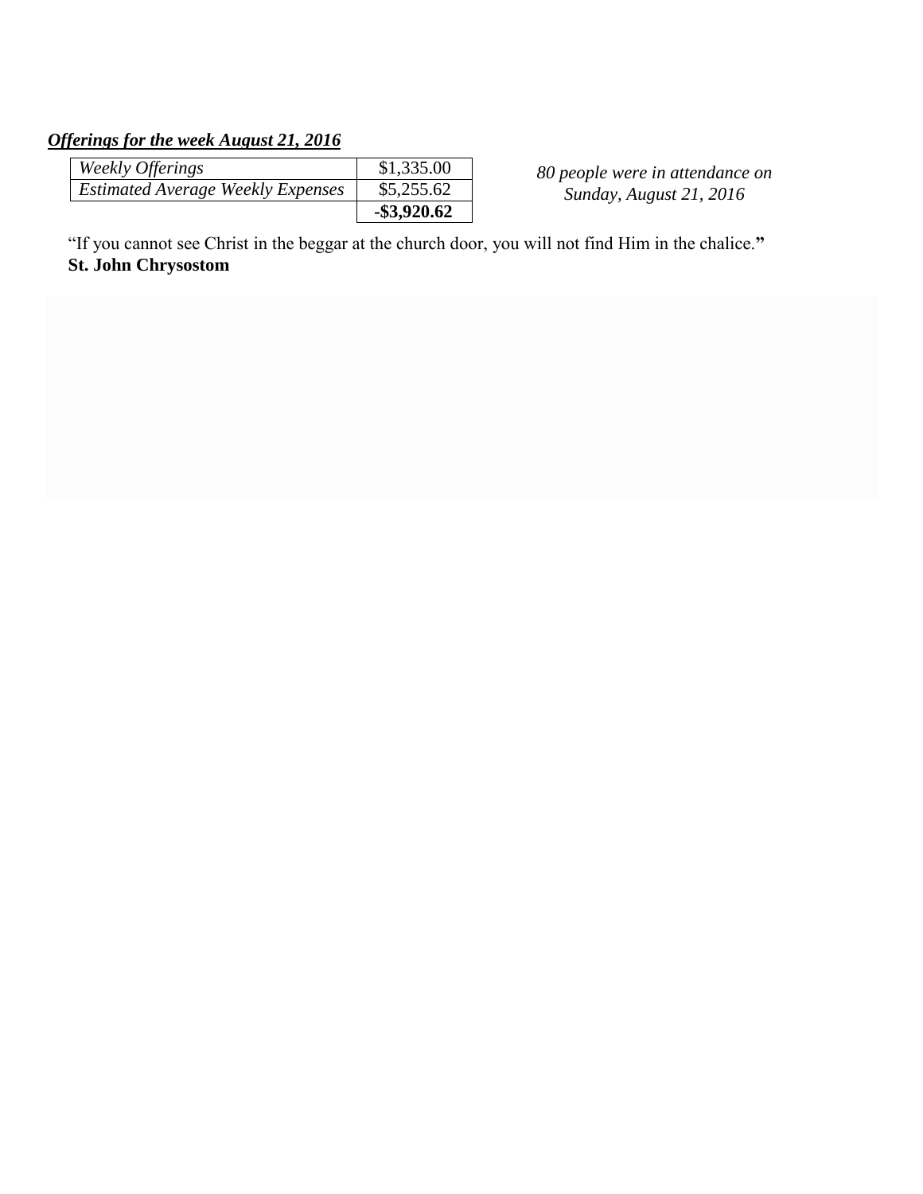***Offerings for the week August 21, 2016***

| | |
|---|---|
| *Weekly Offerings* | $1,335.00 |
| *Estimated Average Weekly Expenses* | $5,255.62 |
| | **-$3,920.62** |

*80 people were in attendance on Sunday, August 21, 2016*

"If you cannot see Christ in the beggar at the church door, you will not find Him in the chalice."
**St. John Chrysostom**